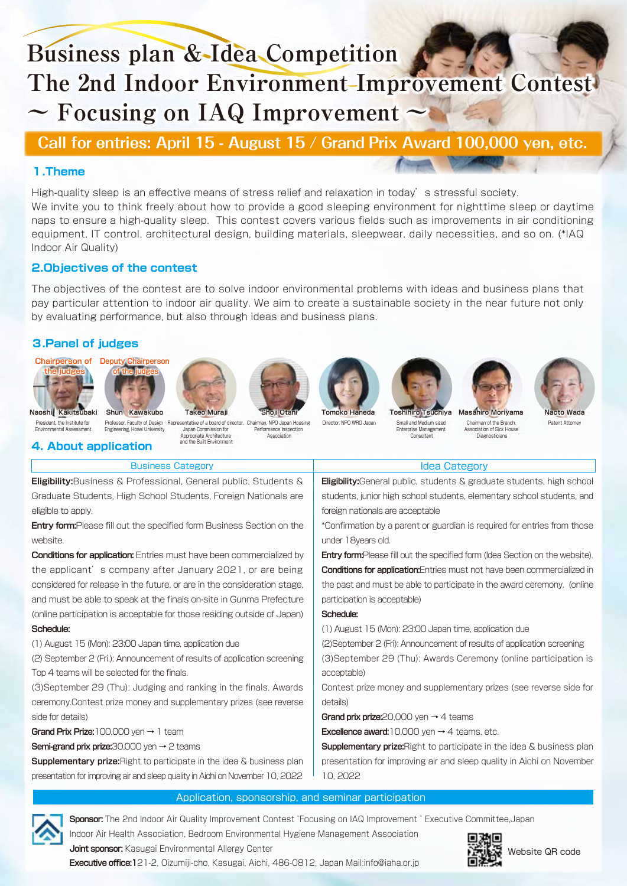# Business plan & Idea Competition
# The 2nd Indoor Environment Improvement Contest
# ～ Focusing on IAQ Improvement ～

**Call for entries: April 15 - August 15 / Grand Prix Award 100,000 yen, etc.**

## 1.Theme

High-quality sleep is an effective means of stress relief and relaxation in today's stressful society.
We invite you to think freely about how to provide a good sleeping environment for nighttime sleep or daytime naps to ensure a high-quality sleep. This contest covers various fields such as improvements in air conditioning equipment, IT control, architectural design, building materials, sleepwear, daily necessities, and so on. (*IAQ Indoor Air Quality)

## 2.Objectives of the contest

The objectives of the contest are to solve indoor environmental problems with ideas and business plans that pay particular attention to indoor air quality. We aim to create a sustainable society in the near future not only by evaluating performance, but also through ideas and business plans.

## 3.Panel of judges

- **Chairperson of the judges** — Naoshi Kakitsubaki, President, the Institute for Environmental Assessment
- **Deputy Chairperson of the judges** — Shun Kawakubo, Professor, Faculty of Design Engineering, Hosei University
- Takeo Muraji, Representative of a board of director, Japan Commission for Appropriate Architecture and the Built Environment
- Shoji Otani, Chairman, NPO Japan Housing Performance Inspection Association
- Tomoko Haneda, Director, NPO WRO Japan
- Toshihiro Tsuchiya, Small and Medium sized Enterprise Management Consultant
- Masahiro Moriyama, Chairman of the Branch, Association of Sick House Diagnosticians
- Naoto Wada, Patent Attorney

## 4. About application

### Business Category

**Eligibility:** Business & Professional, General public, Students & Graduate Students, High School Students, Foreign Nationals are eligible to apply.

**Entry form:** Please fill out the specified form Business Section on the website.

**Conditions for application:** Entries must have been commercialized by the applicant's company after January 2021, or are being considered for release in the future, or are in the consideration stage, and must be able to speak at the finals on-site in Gunma Prefecture (online participation is acceptable for those residing outside of Japan)

**Schedule:**

(1) August 15 (Mon): 23:00 Japan time, application due

(2) September 2 (Fri.): Announcement of results of application screening Top 4 teams will be selected for the finals.

(3) September 29 (Thu): Judging and ranking in the finals. Awards ceremony. Contest prize money and supplementary prizes (see reverse side for details)

**Grand Prix Prize:** 100,000 yen → 1 team

**Semi-grand prix prize:** 30,000 yen → 2 teams

**Supplementary prize:** Right to participate in the idea & business plan presentation for improving air and sleep quality in Aichi on November 10, 2022

### Idea Category

**Eligibility:** General public, students & graduate students, high school students, junior high school students, elementary school students, and foreign nationals are acceptable

*Confirmation by a parent or guardian is required for entries from those under 18years old.

**Entry form:** Please fill out the specified form (Idea Section on the website).

**Conditions for application:** Entries must not have been commercialized in the past and must be able to participate in the award ceremony. (online participation is acceptable)

**Schedule:**

(1) August 15 (Mon): 23:00 Japan time, application due

(2) September 2 (Fri): Announcement of results of application screening

(3) September 29 (Thu): Awards Ceremony (online participation is acceptable)

Contest prize money and supplementary prizes (see reverse side for details)

**Grand prix prize:** 20,000 yen → 4 teams

**Excellence award:** 10,000 yen → 4 teams, etc.

**Supplementary prize:** Right to participate in the idea & business plan presentation for improving air and sleep quality in Aichi on November 10, 2022

## Application, sponsorship, and seminar participation

**Sponsor:** The 2nd Indoor Air Quality Improvement Contest ~Focusing on IAQ Improvement~ Executive Committee, Japan Indoor Air Health Association, Bedroom Environmental Hygiene Management Association

**Joint sponsor:** Kasugai Environmental Allergy Center

**Executive office:** 1-21-2, Oizumiji-cho, Kasugai, Aichi, 486-0812, Japan Mail:info@iaha.or.jp

Website QR code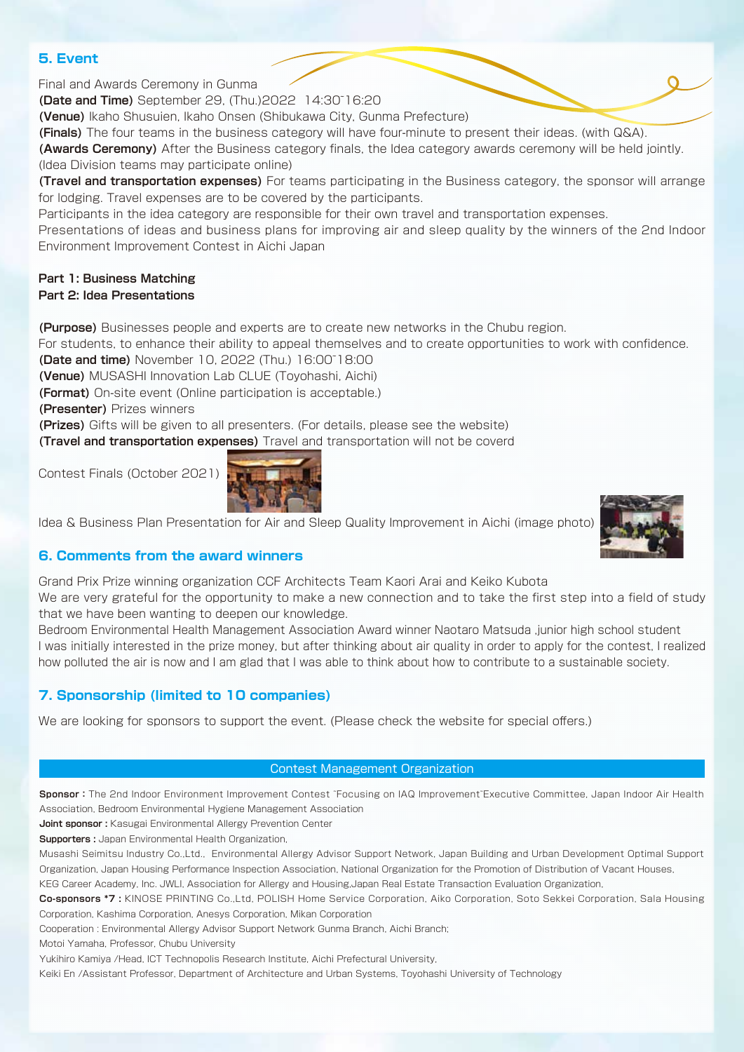## 5. Event

Final and Awards Ceremony in Gunma

**(Date and Time)** September 29, (Thu.)2022 14:30~16:20

**(Venue)** Ikaho Shusuien, Ikaho Onsen (Shibukawa City, Gunma Prefecture)

**(Finals)** The four teams in the business category will have four-minute to present their ideas. (with Q&A).

**(Awards Ceremony)** After the Business category finals, the Idea category awards ceremony will be held jointly. (Idea Division teams may participate online)

**(Travel and transportation expenses)** For teams participating in the Business category, the sponsor will arrange for lodging. Travel expenses are to be covered by the participants.

Participants in the idea category are responsible for their own travel and transportation expenses.

Presentations of ideas and business plans for improving air and sleep quality by the winners of the 2nd Indoor Environment Improvement Contest in Aichi Japan

**Part 1: Business Matching**
**Part 2: Idea Presentations**

**(Purpose)** Businesses people and experts are to create new networks in the Chubu region.

For students, to enhance their ability to appeal themselves and to create opportunities to work with confidence.

**(Date and time)** November 10, 2022 (Thu.) 16:00~18:00

**(Venue)** MUSASHI Innovation Lab CLUE (Toyohashi, Aichi)

**(Format)** On-site event (Online participation is acceptable.)

**(Presenter)** Prizes winners

**(Prizes)** Gifts will be given to all presenters. (For details, please see the website)

**(Travel and transportation expenses)** Travel and transportation will not be coverd

Contest Finals (October 2021)

Idea & Business Plan Presentation for Air and Sleep Quality Improvement in Aichi (image photo)

## 6. Comments from the award winners

Grand Prix Prize winning organization CCF Architects Team Kaori Arai and Keiko Kubota

We are very grateful for the opportunity to make a new connection and to take the first step into a field of study that we have been wanting to deepen our knowledge.

Bedroom Environmental Health Management Association Award winner Naotaro Matsuda ,junior high school student

I was initially interested in the prize money, but after thinking about air quality in order to apply for the contest, I realized how polluted the air is now and I am glad that I was able to think about how to contribute to a sustainable society.

## 7. Sponsorship (limited to 10 companies)

We are looking for sponsors to support the event. (Please check the website for special offers.)

### Contest Management Organization

**Sponsor :** The 2nd Indoor Environment Improvement Contest "Focusing on IAQ Improvement"Executive Committee, Japan Indoor Air Health Association, Bedroom Environmental Hygiene Management Association

**Joint sponsor :** Kasugai Environmental Allergy Prevention Center

**Supporters :** Japan Environmental Health Organization,

Musashi Seimitsu Industry Co.,Ltd., Environmental Allergy Advisor Support Network, Japan Building and Urban Development Optimal Support Organization, Japan Housing Performance Inspection Association, National Organization for the Promotion of Distribution of Vacant Houses, KEG Career Academy, Inc. JWLI, Association for Allergy and Housing,Japan Real Estate Transaction Evaluation Organization,

**Co-sponsors *7 :** KINOSE PRINTING Co.,Ltd, POLISH Home Service Corporation, Aiko Corporation, Soto Sekkei Corporation, Sala Housing Corporation, Kashima Corporation, Anesys Corporation, Mikan Corporation

Cooperation : Environmental Allergy Advisor Support Network Gunma Branch, Aichi Branch;

Motoi Yamaha, Professor, Chubu University

Yukihiro Kamiya /Head, ICT Technopolis Research Institute, Aichi Prefectural University,

Keiki En /Assistant Professor, Department of Architecture and Urban Systems, Toyohashi University of Technology